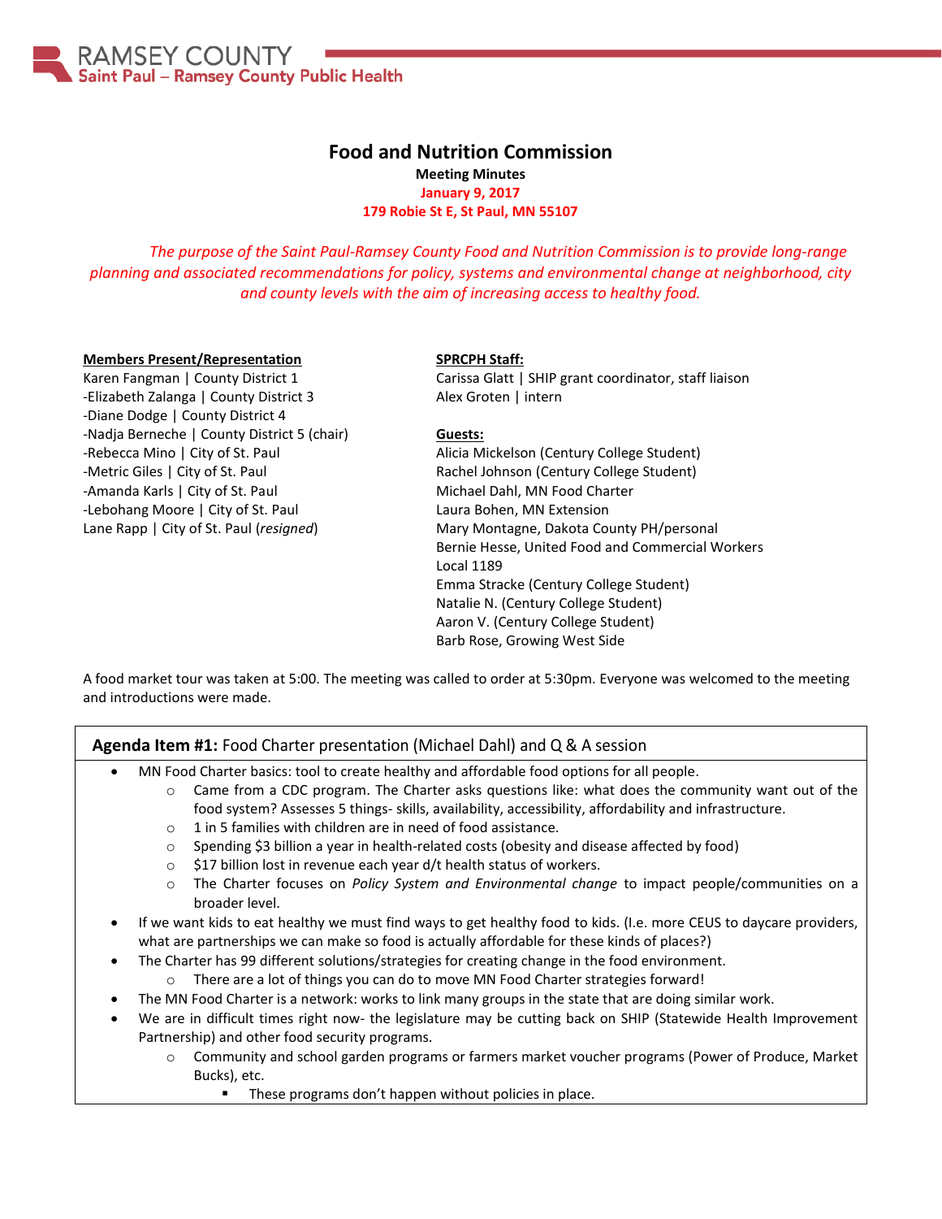RAMSEY COUNTY
Saint Paul – Ramsey County Public Health

# Food and Nutrition Commission

**Meeting Minutes**

**January 9, 2017**

**179 Robie St E, St Paul, MN 55107**

*The purpose of the Saint Paul-Ramsey County Food and Nutrition Commission is to provide long-range planning and associated recommendations for policy, systems and environmental change at neighborhood, city and county levels with the aim of increasing access to healthy food.*

**Members Present/Representation**

Karen Fangman | County District 1
-Elizabeth Zalanga | County District 3
-Diane Dodge | County District 4
-Nadja Berneche | County District 5 (chair)
-Rebecca Mino | City of St. Paul
-Metric Giles | City of St. Paul
-Amanda Karls | City of St. Paul
-Lebohang Moore | City of St. Paul
Lane Rapp | City of St. Paul (*resigned*)

**SPRCPH Staff:**

Carissa Glatt | SHIP grant coordinator, staff liaison
Alex Groten | intern

**Guests:**

Alicia Mickelson (Century College Student)
Rachel Johnson (Century College Student)
Michael Dahl, MN Food Charter
Laura Bohen, MN Extension
Mary Montagne, Dakota County PH/personal
Bernie Hesse, United Food and Commercial Workers Local 1189
Emma Stracke (Century College Student)
Natalie N. (Century College Student)
Aaron V. (Century College Student)
Barb Rose, Growing West Side

A food market tour was taken at 5:00. The meeting was called to order at 5:30pm. Everyone was welcomed to the meeting and introductions were made.

**Agenda Item #1:** Food Charter presentation (Michael Dahl) and Q & A session

- MN Food Charter basics: tool to create healthy and affordable food options for all people.
  - Came from a CDC program. The Charter asks questions like: what does the community want out of the food system? Assesses 5 things- skills, availability, accessibility, affordability and infrastructure.
  - 1 in 5 families with children are in need of food assistance.
  - Spending $3 billion a year in health-related costs (obesity and disease affected by food)
  - $17 billion lost in revenue each year d/t health status of workers.
  - The Charter focuses on *Policy System and Environmental change* to impact people/communities on a broader level.
- If we want kids to eat healthy we must find ways to get healthy food to kids. (I.e. more CEUS to daycare providers, what are partnerships we can make so food is actually affordable for these kinds of places?)
- The Charter has 99 different solutions/strategies for creating change in the food environment.
  - There are a lot of things you can do to move MN Food Charter strategies forward!
- The MN Food Charter is a network: works to link many groups in the state that are doing similar work.
- We are in difficult times right now- the legislature may be cutting back on SHIP (Statewide Health Improvement Partnership) and other food security programs.
  - Community and school garden programs or farmers market voucher programs (Power of Produce, Market Bucks), etc.
    - These programs don't happen without policies in place.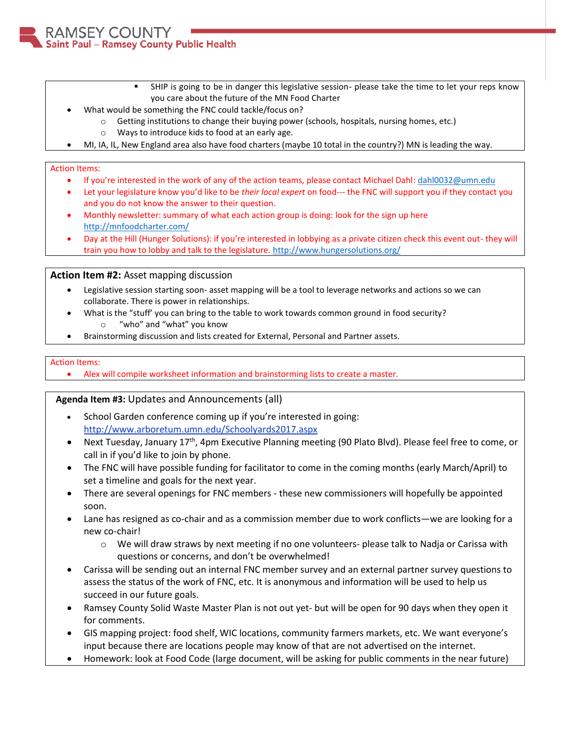- SHIP is going to be in danger this legislative session- please take the time to let your reps know you care about the future of the MN Food Charter
- What would be something the FNC could tackle/focus on?
  - Getting institutions to change their buying power (schools, hospitals, nursing homes, etc.)
  - Ways to introduce kids to food at an early age.
- MI, IA, IL, New England area also have food charters (maybe 10 total in the country?) MN is leading the way.

Action Items:

- If you're interested in the work of any of the action teams, please contact Michael Dahl: dahl0032@umn.edu
- Let your legislature know you'd like to be *their local expert* on food--- the FNC will support you if they contact you and you do not know the answer to their question.
- Monthly newsletter: summary of what each action group is doing: look for the sign up here http://mnfoodcharter.com/
- Day at the Hill (Hunger Solutions): if you're interested in lobbying as a private citizen check this event out- they will train you how to lobby and talk to the legislature. http://www.hungersolutions.org/

**Action Item #2:** Asset mapping discussion

- Legislative session starting soon- asset mapping will be a tool to leverage networks and actions so we can collaborate. There is power in relationships.
- What is the "stuff' you can bring to the table to work towards common ground in food security?
  - "who" and "what" you know
- Brainstorming discussion and lists created for External, Personal and Partner assets.

Action Items:

- Alex will compile worksheet information and brainstorming lists to create a master.

**Agenda Item #3:** Updates and Announcements (all)

- School Garden conference coming up if you're interested in going: http://www.arboretum.umn.edu/Schoolyards2017.aspx
- Next Tuesday, January 17th, 4pm Executive Planning meeting (90 Plato Blvd). Please feel free to come, or call in if you'd like to join by phone.
- The FNC will have possible funding for facilitator to come in the coming months (early March/April) to set a timeline and goals for the next year.
- There are several openings for FNC members - these new commissioners will hopefully be appointed soon.
- Lane has resigned as co-chair and as a commission member due to work conflicts—we are looking for a new co-chair!
  - We will draw straws by next meeting if no one volunteers- please talk to Nadja or Carissa with questions or concerns, and don't be overwhelmed!
- Carissa will be sending out an internal FNC member survey and an external partner survey questions to assess the status of the work of FNC, etc. It is anonymous and information will be used to help us succeed in our future goals.
- Ramsey County Solid Waste Master Plan is not out yet- but will be open for 90 days when they open it for comments.
- GIS mapping project: food shelf, WIC locations, community farmers markets, etc. We want everyone's input because there are locations people may know of that are not advertised on the internet.
- Homework: look at Food Code (large document, will be asking for public comments in the near future)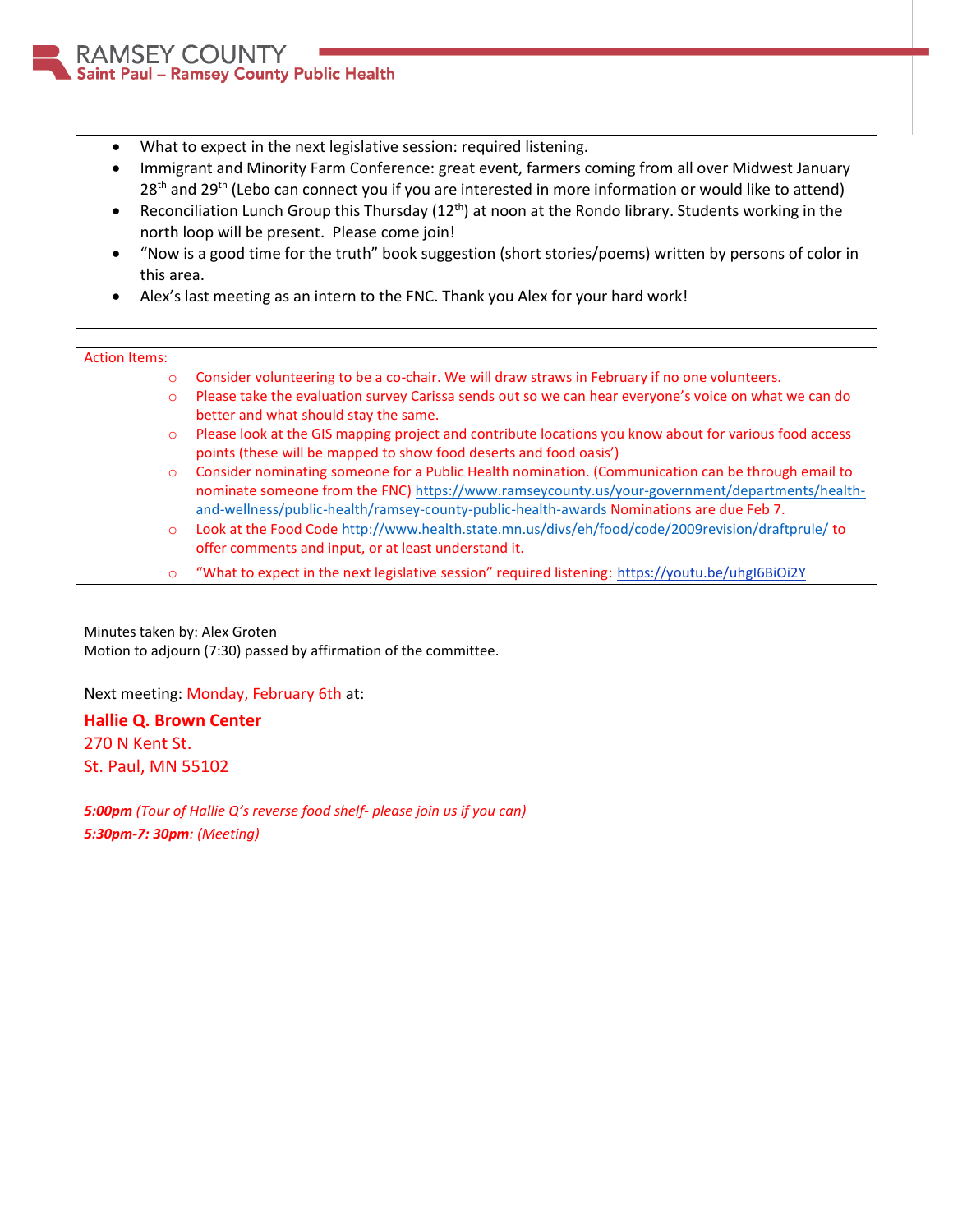- What to expect in the next legislative session: required listening.
- Immigrant and Minority Farm Conference: great event, farmers coming from all over Midwest January 28th and 29th (Lebo can connect you if you are interested in more information or would like to attend)
- Reconciliation Lunch Group this Thursday (12th) at noon at the Rondo library. Students working in the north loop will be present. Please come join!
- "Now is a good time for the truth" book suggestion (short stories/poems) written by persons of color in this area.
- Alex's last meeting as an intern to the FNC. Thank you Alex for your hard work!

Action Items:

- Consider volunteering to be a co-chair. We will draw straws in February if no one volunteers.
- Please take the evaluation survey Carissa sends out so we can hear everyone's voice on what we can do better and what should stay the same.
- Please look at the GIS mapping project and contribute locations you know about for various food access points (these will be mapped to show food deserts and food oasis')
- Consider nominating someone for a Public Health nomination. (Communication can be through email to nominate someone from the FNC) https://www.ramseycounty.us/your-government/departments/health-and-wellness/public-health/ramsey-county-public-health-awards Nominations are due Feb 7.
- Look at the Food Code http://www.health.state.mn.us/divs/eh/food/code/2009revision/draftprule/ to offer comments and input, or at least understand it.
- "What to expect in the next legislative session" required listening: https://youtu.be/uhgI6BiOi2Y

Minutes taken by: Alex Groten
Motion to adjourn (7:30) passed by affirmation of the committee.

Next meeting: Monday, February 6th at:

**Hallie Q. Brown Center**
270 N Kent St.
St. Paul, MN 55102

***5:00pm*** *(Tour of Hallie Q's reverse food shelf- please join us if you can)*
***5:30pm-7: 30pm****: (Meeting)*